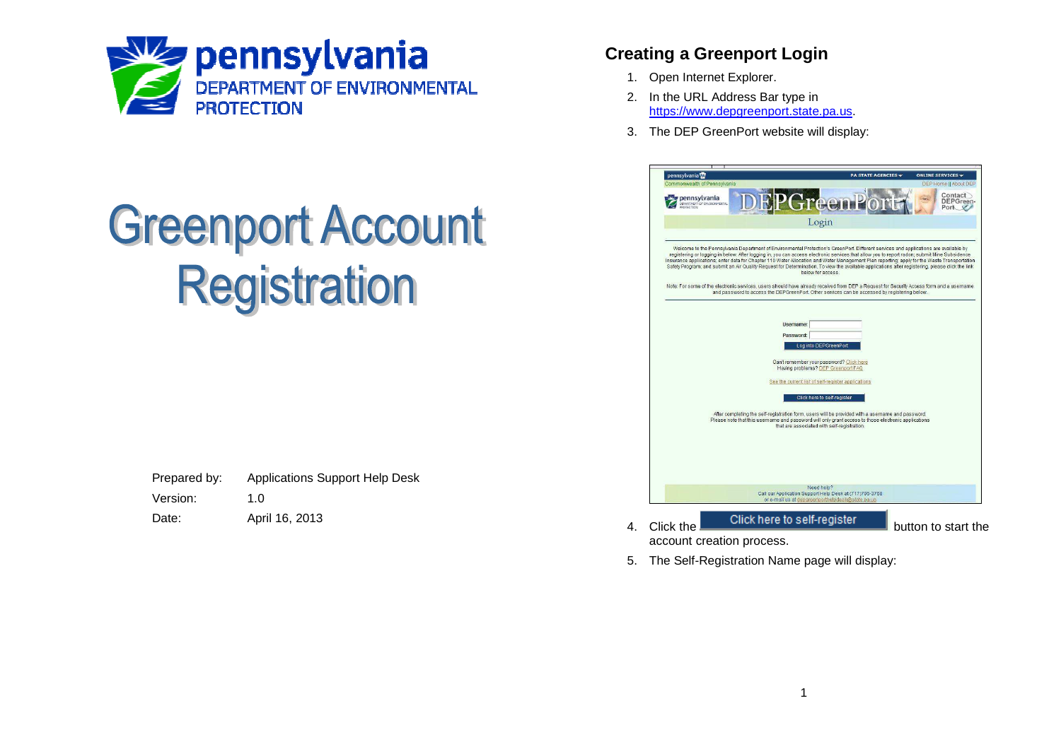# Greenport Account Registration

Prepared by: Applications Support Help Desk

Version: 1.0

Date: April 16, 2013

## Creating a Greenport Login

1. Open Internet Explorer.
2. In the URL Address Bar type in https://www.depgreenport.state.pa.us.
3. The DEP GreenPort website will display:
4. Click the Click here to self-register button to start the account creation process.
5. The Self-Registration Name page will display: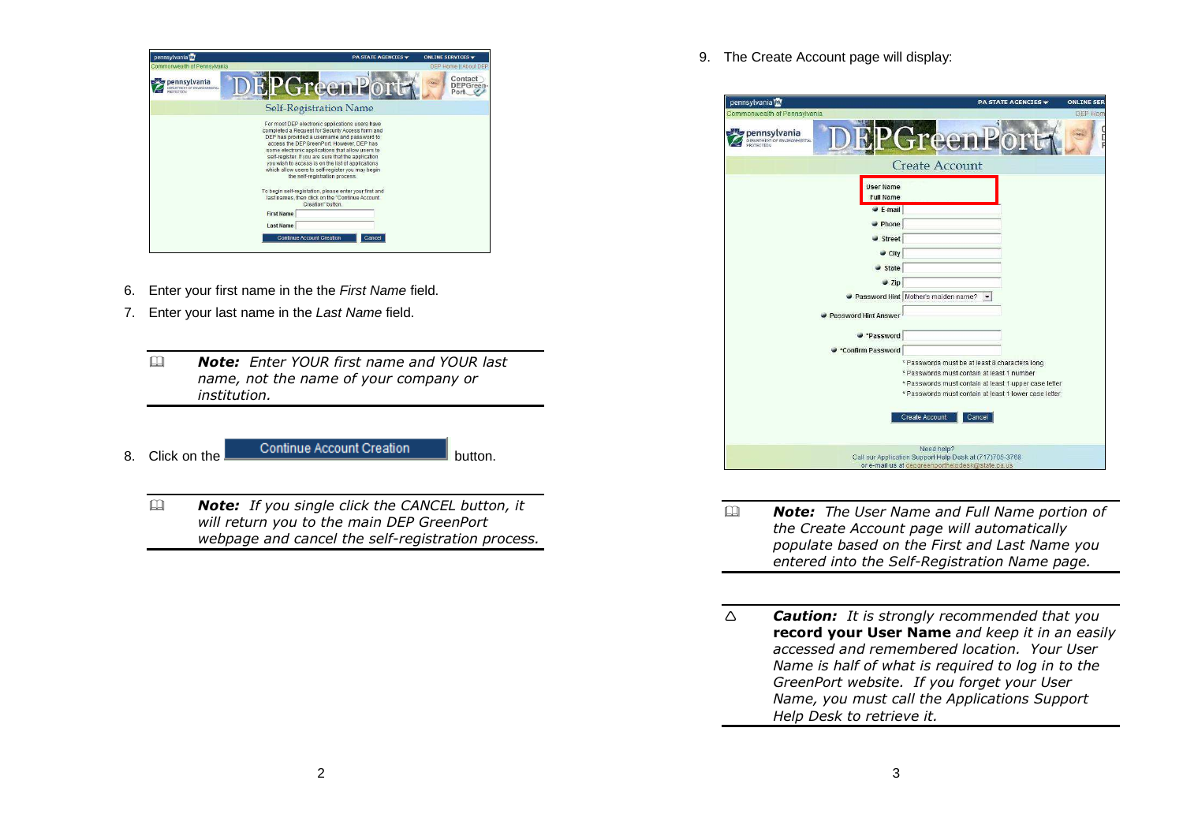6. Enter your first name in the the *First Name* field.
7. Enter your last name in the *Last Name* field.

> 🕮 ***Note:*** *Enter YOUR first name and YOUR last name, not the name of your company or institution.*

8. Click on the **Continue Account Creation** button.

> 🕮 ***Note:*** *If you single click the CANCEL button, it will return you to the main DEP GreenPort webpage and cancel the self-registration process.*

9. The Create Account page will display:

> 🕮 ***Note:*** *The User Name and Full Name portion of the Create Account page will automatically populate based on the First and Last Name you entered into the Self-Registration Name page.*

> △ ***Caution:*** *It is strongly recommended that you* **record your User Name** *and keep it in an easily accessed and remembered location. Your User Name is half of what is required to log in to the GreenPort website. If you forget your User Name, you must call the Applications Support Help Desk to retrieve it.*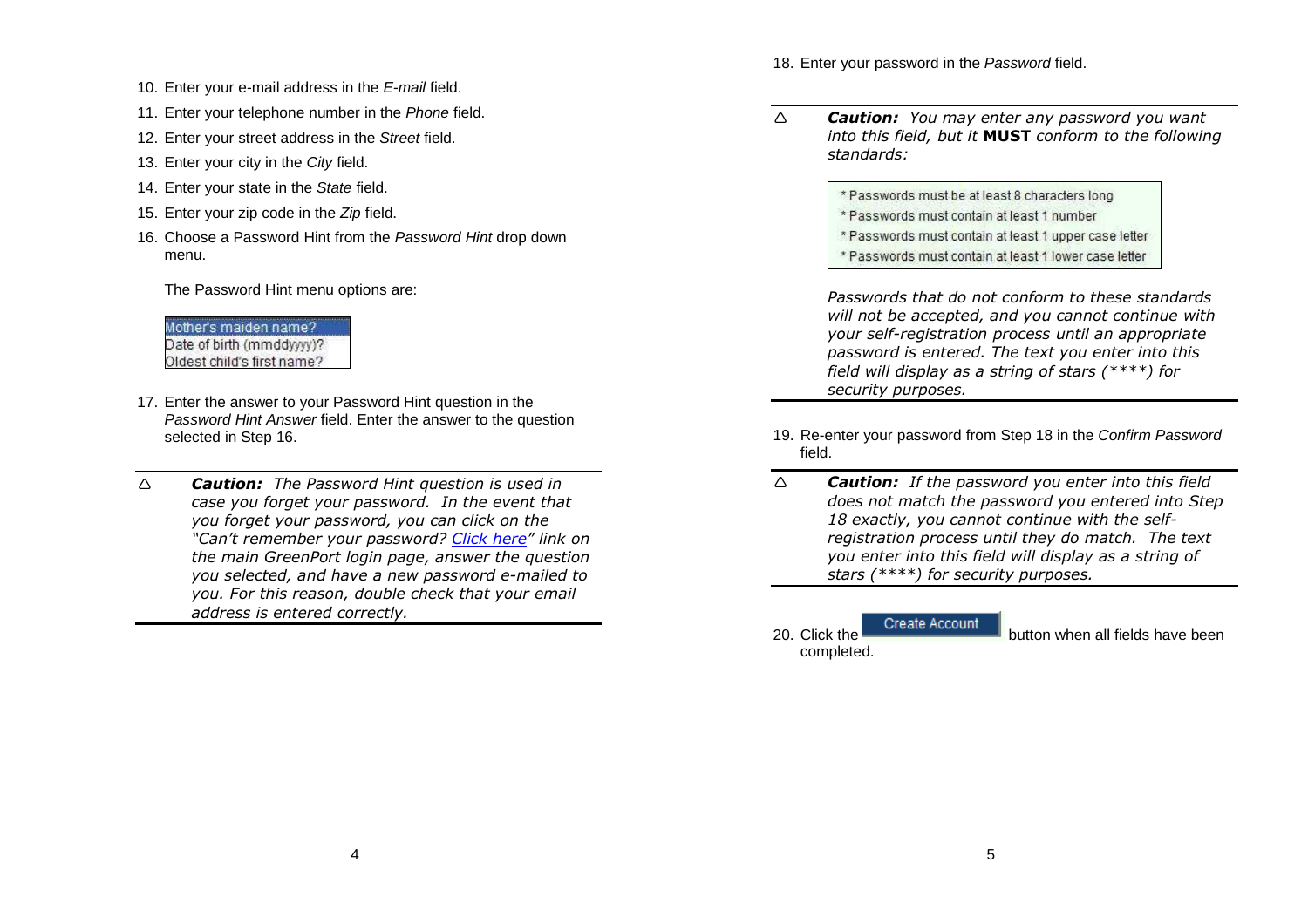10. Enter your e-mail address in the *E-mail* field.
11. Enter your telephone number in the *Phone* field.
12. Enter your street address in the *Street* field.
13. Enter your city in the *City* field.
14. Enter your state in the *State* field.
15. Enter your zip code in the *Zip* field.
16. Choose a Password Hint from the *Password Hint* drop down menu.

    The Password Hint menu options are:

    Mother's maiden name?
    Date of birth (mmddyyyy)?
    Oldest child's first name?

17. Enter the answer to your Password Hint question in the *Password Hint Answer* field. Enter the answer to the question selected in Step 16.

---

△ ***Caution:*** *The Password Hint question is used in case you forget your password. In the event that you forget your password, you can click on the "Can't remember your password? Click here" link on the main GreenPort login page, answer the question you selected, and have a new password e-mailed to you. For this reason, double check that your email address is entered correctly.*

---

18. Enter your password in the *Password* field.

---

△ ***Caution:*** *You may enter any password you want into this field, but it* **MUST** *conform to the following standards:*

* Passwords must be at least 8 characters long
* Passwords must contain at least 1 number
* Passwords must contain at least 1 upper case letter
* Passwords must contain at least 1 lower case letter

*Passwords that do not conform to these standards will not be accepted, and you cannot continue with your self-registration process until an appropriate password is entered. The text you enter into this field will display as a string of stars (\*\*\*\*) for security purposes.*

---

19. Re-enter your password from Step 18 in the *Confirm Password* field.

---

△ ***Caution:*** *If the password you enter into this field does not match the password you entered into Step 18 exactly, you cannot continue with the self-registration process until they do match. The text you enter into this field will display as a string of stars (\*\*\*\*) for security purposes.*

---

20. Click the **Create Account** button when all fields have been completed.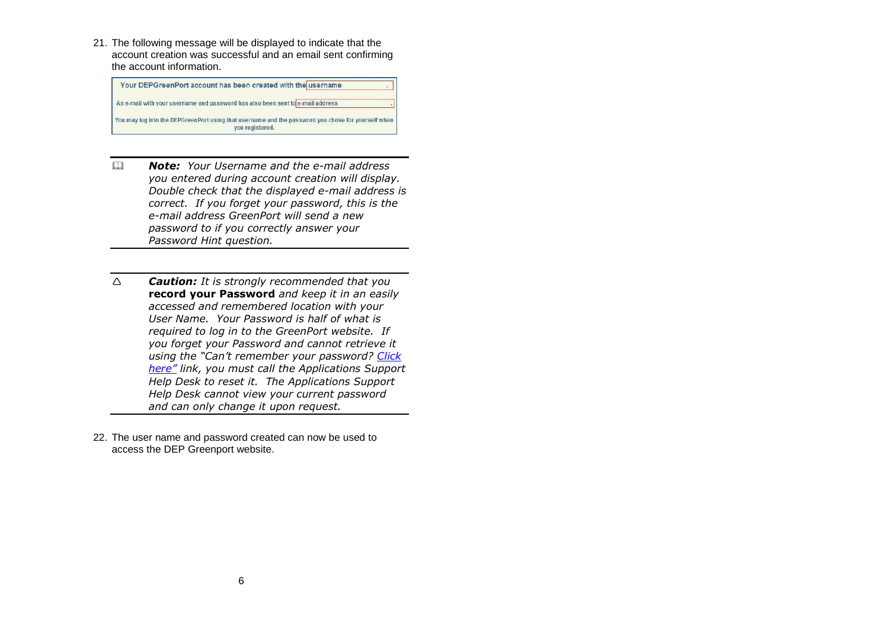21. The following message will be displayed to indicate that the account creation was successful and an email sent confirming the account information.

Your DEPGreenPort account has been created with the username .

An e-mail with your username and password has also been sent to e-mail address .

You may log into the DEPGreenPort using that username and the password you chose for yourself when you registered.

---

📖 ***Note:*** *Your Username and the e-mail address you entered during account creation will display. Double check that the displayed e-mail address is correct. If you forget your password, this is the e-mail address GreenPort will send a new password to if you correctly answer your Password Hint question.*

---

---

△ ***Caution:*** *It is strongly recommended that you* **record your Password** *and keep it in an easily accessed and remembered location with your User Name. Your Password is half of what is required to log in to the GreenPort website. If you forget your Password and cannot retrieve it using the "Can't remember your password? Click here" link, you must call the Applications Support Help Desk to reset it. The Applications Support Help Desk cannot view your current password and can only change it upon request.*

---

22. The user name and password created can now be used to access the DEP Greenport website.